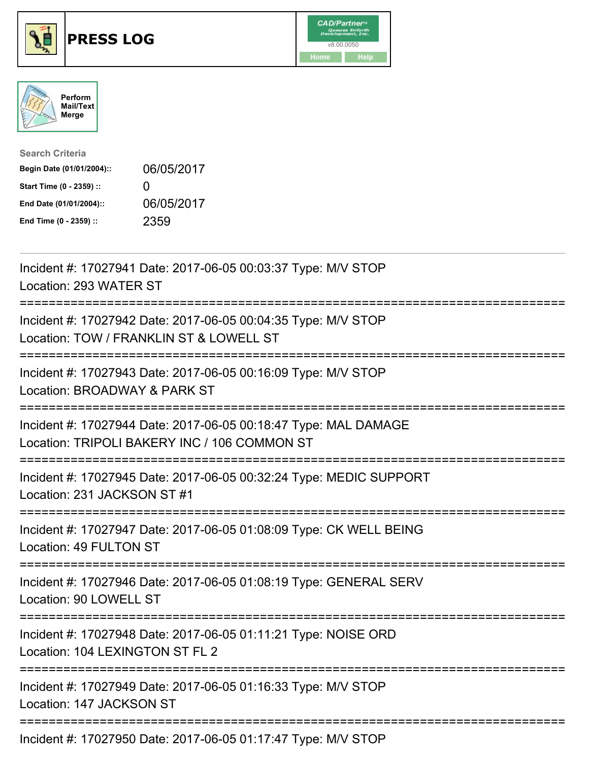# PRESS LOG

CAD/Partner™ v8.00.0050

Home | Help

Perform Mail/Text Merge

**Search Criteria**

| | |
|---|---|
| **Begin Date (01/01/2004)::** | 06/05/2017 |
| **Start Time (0 - 2359) ::** | 0 |
| **End Date (01/01/2004)::** | 06/05/2017 |
| **End Time (0 - 2359) ::** | 2359 |

---

Incident #: 17027941 Date: 2017-06-05 00:03:37 Type: M/V STOP
Location: 293 WATER ST

===========================================================================

Incident #: 17027942 Date: 2017-06-05 00:04:35 Type: M/V STOP
Location: TOW / FRANKLIN ST & LOWELL ST

===========================================================================

Incident #: 17027943 Date: 2017-06-05 00:16:09 Type: M/V STOP
Location: BROADWAY & PARK ST

===========================================================================

Incident #: 17027944 Date: 2017-06-05 00:18:47 Type: MAL DAMAGE
Location: TRIPOLI BAKERY INC / 106 COMMON ST

===========================================================================

Incident #: 17027945 Date: 2017-06-05 00:32:24 Type: MEDIC SUPPORT
Location: 231 JACKSON ST #1

===========================================================================

Incident #: 17027947 Date: 2017-06-05 01:08:09 Type: CK WELL BEING
Location: 49 FULTON ST

===========================================================================

Incident #: 17027946 Date: 2017-06-05 01:08:19 Type: GENERAL SERV
Location: 90 LOWELL ST

===========================================================================

Incident #: 17027948 Date: 2017-06-05 01:11:21 Type: NOISE ORD
Location: 104 LEXINGTON ST FL 2

===========================================================================

Incident #: 17027949 Date: 2017-06-05 01:16:33 Type: M/V STOP
Location: 147 JACKSON ST

===========================================================================

Incident #: 17027950 Date: 2017-06-05 01:17:47 Type: M/V STOP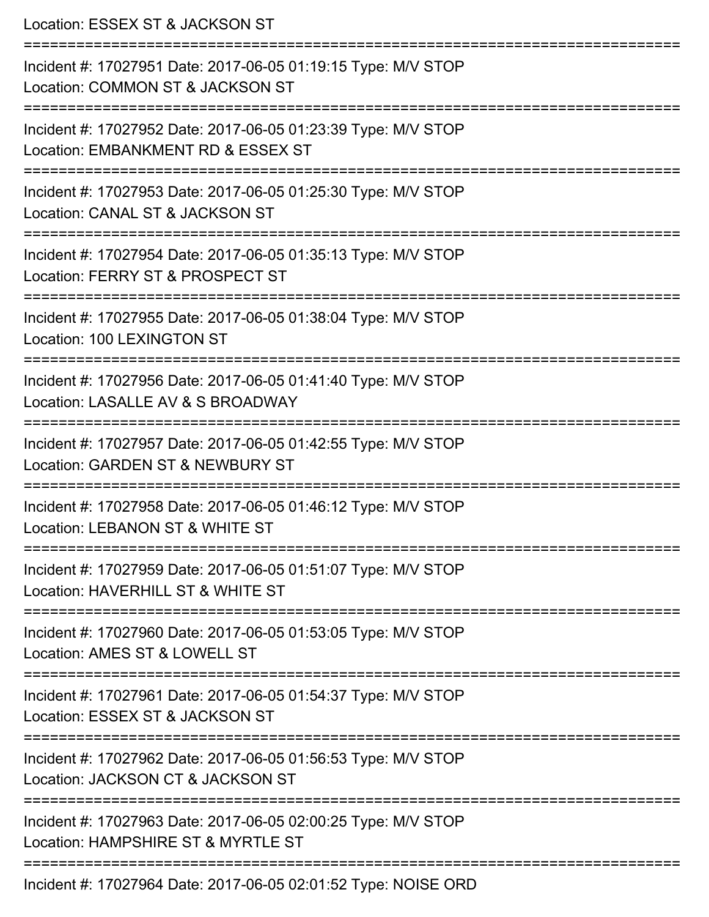Location: ESSEX ST & JACKSON ST

===========================================================================

Incident #: 17027951 Date: 2017-06-05 01:19:15 Type: M/V STOP

Location: COMMON ST & JACKSON ST

===========================================================================

Incident #: 17027952 Date: 2017-06-05 01:23:39 Type: M/V STOP

Location: EMBANKMENT RD & ESSEX ST

===========================================================================

Incident #: 17027953 Date: 2017-06-05 01:25:30 Type: M/V STOP

Location: CANAL ST & JACKSON ST

===========================================================================

Incident #: 17027954 Date: 2017-06-05 01:35:13 Type: M/V STOP

Location: FERRY ST & PROSPECT ST

===========================================================================

Incident #: 17027955 Date: 2017-06-05 01:38:04 Type: M/V STOP

Location: 100 LEXINGTON ST

===========================================================================

Incident #: 17027956 Date: 2017-06-05 01:41:40 Type: M/V STOP

Location: LASALLE AV & S BROADWAY

===========================================================================

Incident #: 17027957 Date: 2017-06-05 01:42:55 Type: M/V STOP

Location: GARDEN ST & NEWBURY ST

===========================================================================

Incident #: 17027958 Date: 2017-06-05 01:46:12 Type: M/V STOP

Location: LEBANON ST & WHITE ST

===========================================================================

Incident #: 17027959 Date: 2017-06-05 01:51:07 Type: M/V STOP

Location: HAVERHILL ST & WHITE ST

===========================================================================

Incident #: 17027960 Date: 2017-06-05 01:53:05 Type: M/V STOP

Location: AMES ST & LOWELL ST

===========================================================================

Incident #: 17027961 Date: 2017-06-05 01:54:37 Type: M/V STOP

Location: ESSEX ST & JACKSON ST

===========================================================================

Incident #: 17027962 Date: 2017-06-05 01:56:53 Type: M/V STOP

Location: JACKSON CT & JACKSON ST

===========================================================================

Incident #: 17027963 Date: 2017-06-05 02:00:25 Type: M/V STOP

Location: HAMPSHIRE ST & MYRTLE ST

===========================================================================

Incident #: 17027964 Date: 2017-06-05 02:01:52 Type: NOISE ORD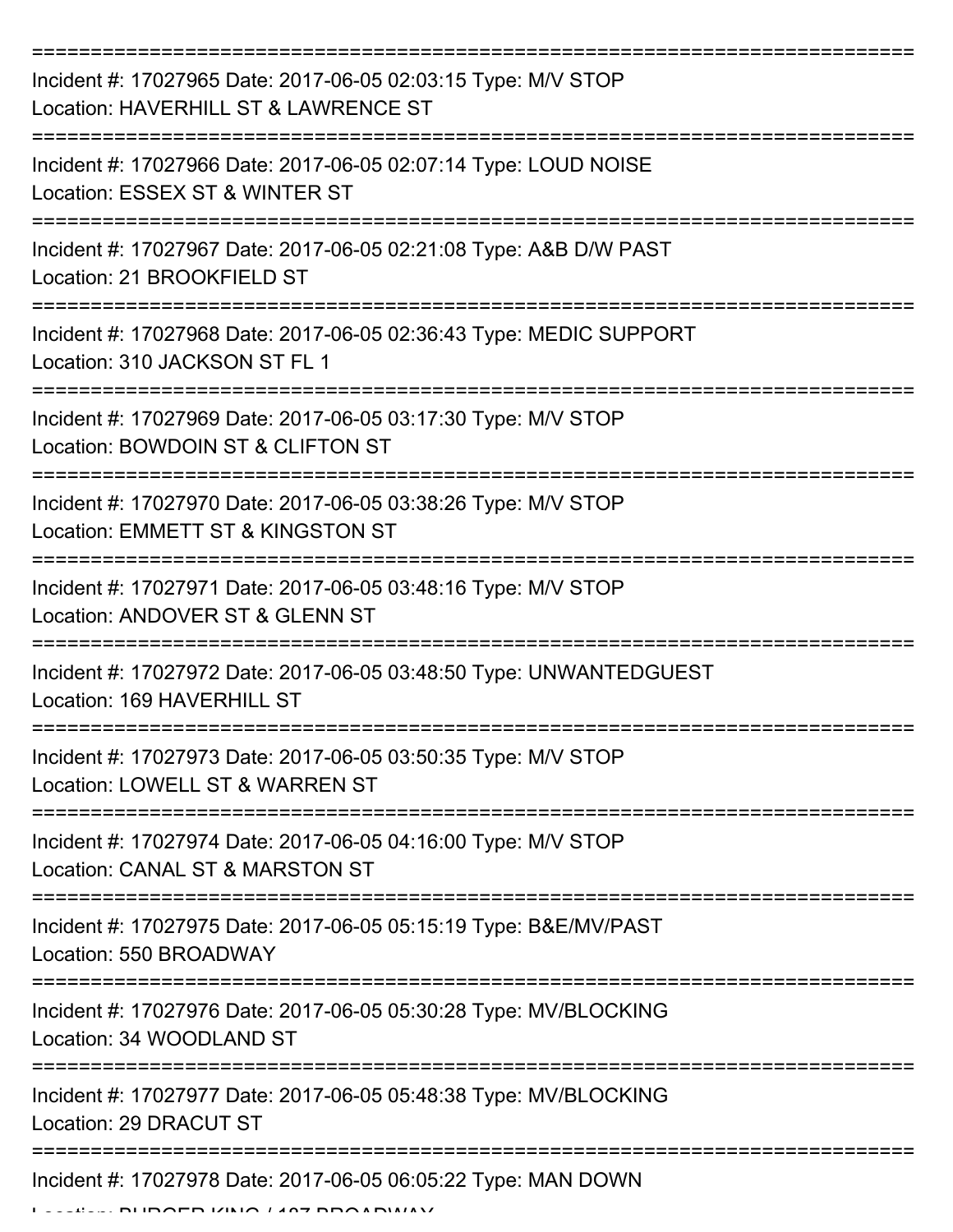Incident #: 17027965 Date: 2017-06-05 02:03:15 Type: M/V STOP
Location: HAVERHILL ST & LAWRENCE ST

---

Incident #: 17027966 Date: 2017-06-05 02:07:14 Type: LOUD NOISE
Location: ESSEX ST & WINTER ST

---

Incident #: 17027967 Date: 2017-06-05 02:21:08 Type: A&B D/W PAST
Location: 21 BROOKFIELD ST

---

Incident #: 17027968 Date: 2017-06-05 02:36:43 Type: MEDIC SUPPORT
Location: 310 JACKSON ST FL 1

---

Incident #: 17027969 Date: 2017-06-05 03:17:30 Type: M/V STOP
Location: BOWDOIN ST & CLIFTON ST

---

Incident #: 17027970 Date: 2017-06-05 03:38:26 Type: M/V STOP
Location: EMMETT ST & KINGSTON ST

---

Incident #: 17027971 Date: 2017-06-05 03:48:16 Type: M/V STOP
Location: ANDOVER ST & GLENN ST

---

Incident #: 17027972 Date: 2017-06-05 03:48:50 Type: UNWANTEDGUEST
Location: 169 HAVERHILL ST

---

Incident #: 17027973 Date: 2017-06-05 03:50:35 Type: M/V STOP
Location: LOWELL ST & WARREN ST

---

Incident #: 17027974 Date: 2017-06-05 04:16:00 Type: M/V STOP
Location: CANAL ST & MARSTON ST

---

Incident #: 17027975 Date: 2017-06-05 05:15:19 Type: B&E/MV/PAST
Location: 550 BROADWAY

---

Incident #: 17027976 Date: 2017-06-05 05:30:28 Type: MV/BLOCKING
Location: 34 WOODLAND ST

---

Incident #: 17027977 Date: 2017-06-05 05:48:38 Type: MV/BLOCKING
Location: 29 DRACUT ST

---

Incident #: 17027978 Date: 2017-06-05 06:05:22 Type: MAN DOWN
Location: BURGER KING / 187 BROADWAY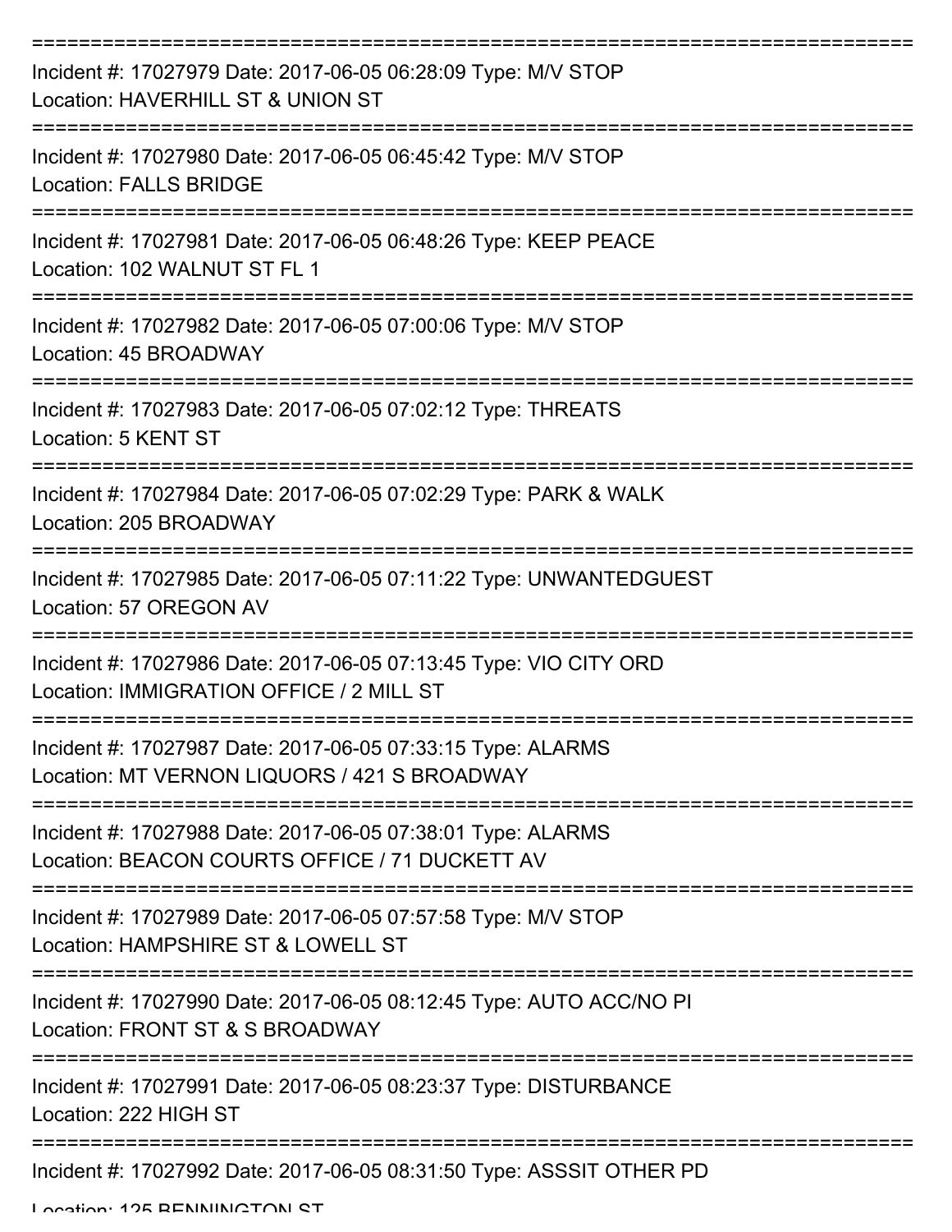Incident #: 17027979 Date: 2017-06-05 06:28:09 Type: M/V STOP
Location: HAVERHILL ST & UNION ST

Incident #: 17027980 Date: 2017-06-05 06:45:42 Type: M/V STOP
Location: FALLS BRIDGE

Incident #: 17027981 Date: 2017-06-05 06:48:26 Type: KEEP PEACE
Location: 102 WALNUT ST FL 1

Incident #: 17027982 Date: 2017-06-05 07:00:06 Type: M/V STOP
Location: 45 BROADWAY

Incident #: 17027983 Date: 2017-06-05 07:02:12 Type: THREATS
Location: 5 KENT ST

Incident #: 17027984 Date: 2017-06-05 07:02:29 Type: PARK & WALK
Location: 205 BROADWAY

Incident #: 17027985 Date: 2017-06-05 07:11:22 Type: UNWANTEDGUEST
Location: 57 OREGON AV

Incident #: 17027986 Date: 2017-06-05 07:13:45 Type: VIO CITY ORD
Location: IMMIGRATION OFFICE / 2 MILL ST

Incident #: 17027987 Date: 2017-06-05 07:33:15 Type: ALARMS
Location: MT VERNON LIQUORS / 421 S BROADWAY

Incident #: 17027988 Date: 2017-06-05 07:38:01 Type: ALARMS
Location: BEACON COURTS OFFICE / 71 DUCKETT AV

Incident #: 17027989 Date: 2017-06-05 07:57:58 Type: M/V STOP
Location: HAMPSHIRE ST & LOWELL ST

Incident #: 17027990 Date: 2017-06-05 08:12:45 Type: AUTO ACC/NO PI
Location: FRONT ST & S BROADWAY

Incident #: 17027991 Date: 2017-06-05 08:23:37 Type: DISTURBANCE
Location: 222 HIGH ST

Incident #: 17027992 Date: 2017-06-05 08:31:50 Type: ASSSIT OTHER PD
Location: 125 BENNINGTON ST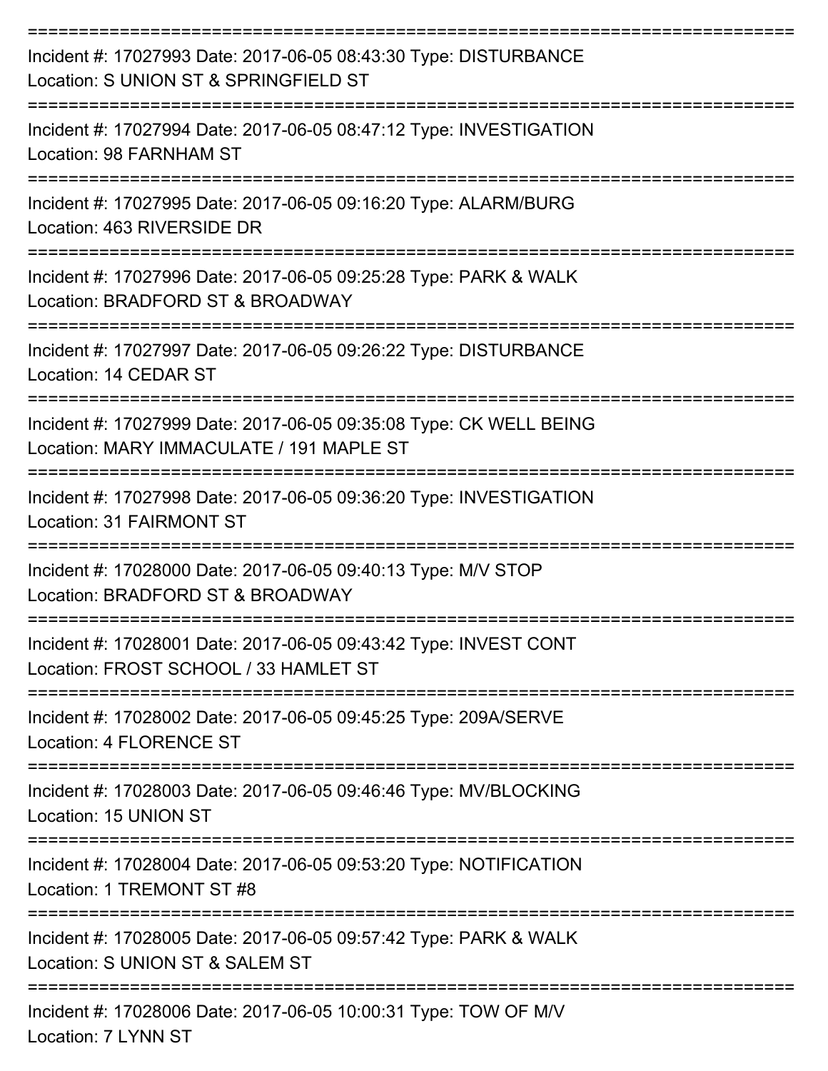===========================================================================

Incident #: 17027993 Date: 2017-06-05 08:43:30 Type: DISTURBANCE
Location: S UNION ST & SPRINGFIELD ST

===========================================================================

Incident #: 17027994 Date: 2017-06-05 08:47:12 Type: INVESTIGATION
Location: 98 FARNHAM ST

===========================================================================

Incident #: 17027995 Date: 2017-06-05 09:16:20 Type: ALARM/BURG
Location: 463 RIVERSIDE DR

===========================================================================

Incident #: 17027996 Date: 2017-06-05 09:25:28 Type: PARK & WALK
Location: BRADFORD ST & BROADWAY

===========================================================================

Incident #: 17027997 Date: 2017-06-05 09:26:22 Type: DISTURBANCE
Location: 14 CEDAR ST

===========================================================================

Incident #: 17027999 Date: 2017-06-05 09:35:08 Type: CK WELL BEING
Location: MARY IMMACULATE / 191 MAPLE ST

===========================================================================

Incident #: 17027998 Date: 2017-06-05 09:36:20 Type: INVESTIGATION
Location: 31 FAIRMONT ST

===========================================================================

Incident #: 17028000 Date: 2017-06-05 09:40:13 Type: M/V STOP
Location: BRADFORD ST & BROADWAY

===========================================================================

Incident #: 17028001 Date: 2017-06-05 09:43:42 Type: INVEST CONT
Location: FROST SCHOOL / 33 HAMLET ST

===========================================================================

Incident #: 17028002 Date: 2017-06-05 09:45:25 Type: 209A/SERVE
Location: 4 FLORENCE ST

===========================================================================

Incident #: 17028003 Date: 2017-06-05 09:46:46 Type: MV/BLOCKING
Location: 15 UNION ST

===========================================================================

Incident #: 17028004 Date: 2017-06-05 09:53:20 Type: NOTIFICATION
Location: 1 TREMONT ST #8

===========================================================================

Incident #: 17028005 Date: 2017-06-05 09:57:42 Type: PARK & WALK
Location: S UNION ST & SALEM ST

===========================================================================

Incident #: 17028006 Date: 2017-06-05 10:00:31 Type: TOW OF M/V
Location: 7 LYNN ST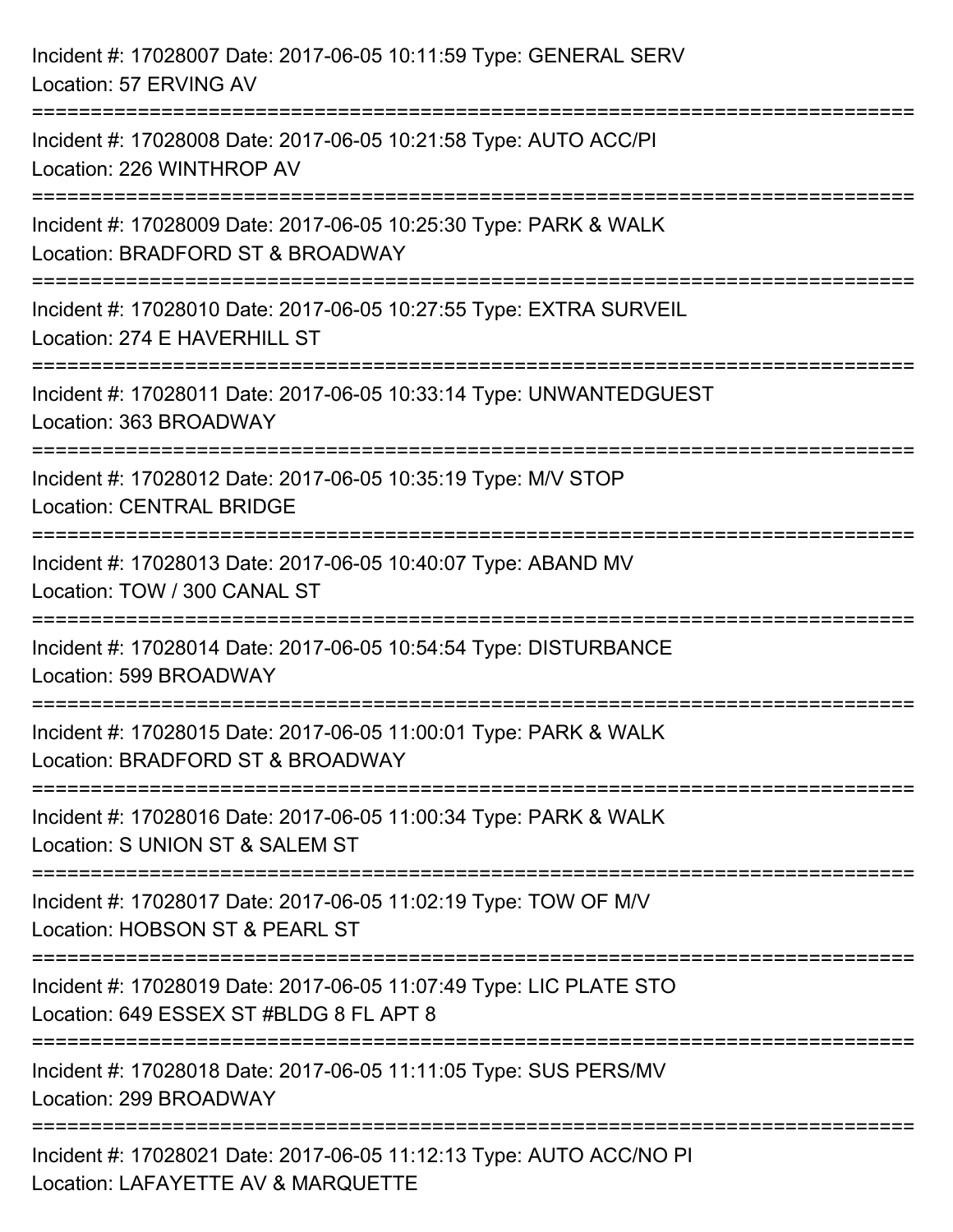Incident #: 17028007 Date: 2017-06-05 10:11:59 Type: GENERAL SERV
Location: 57 ERVING AV

===========================================================================

Incident #: 17028008 Date: 2017-06-05 10:21:58 Type: AUTO ACC/PI
Location: 226 WINTHROP AV

===========================================================================

Incident #: 17028009 Date: 2017-06-05 10:25:30 Type: PARK & WALK
Location: BRADFORD ST & BROADWAY

===========================================================================

Incident #: 17028010 Date: 2017-06-05 10:27:55 Type: EXTRA SURVEIL
Location: 274 E HAVERHILL ST

===========================================================================

Incident #: 17028011 Date: 2017-06-05 10:33:14 Type: UNWANTEDGUEST
Location: 363 BROADWAY

===========================================================================

Incident #: 17028012 Date: 2017-06-05 10:35:19 Type: M/V STOP
Location: CENTRAL BRIDGE

===========================================================================

Incident #: 17028013 Date: 2017-06-05 10:40:07 Type: ABAND MV
Location: TOW / 300 CANAL ST

===========================================================================

Incident #: 17028014 Date: 2017-06-05 10:54:54 Type: DISTURBANCE
Location: 599 BROADWAY

===========================================================================

Incident #: 17028015 Date: 2017-06-05 11:00:01 Type: PARK & WALK
Location: BRADFORD ST & BROADWAY

===========================================================================

Incident #: 17028016 Date: 2017-06-05 11:00:34 Type: PARK & WALK
Location: S UNION ST & SALEM ST

===========================================================================

Incident #: 17028017 Date: 2017-06-05 11:02:19 Type: TOW OF M/V
Location: HOBSON ST & PEARL ST

===========================================================================

Incident #: 17028019 Date: 2017-06-05 11:07:49 Type: LIC PLATE STO
Location: 649 ESSEX ST #BLDG 8 FL APT 8

===========================================================================

Incident #: 17028018 Date: 2017-06-05 11:11:05 Type: SUS PERS/MV
Location: 299 BROADWAY

===========================================================================

Incident #: 17028021 Date: 2017-06-05 11:12:13 Type: AUTO ACC/NO PI
Location: LAFAYETTE AV & MARQUETTE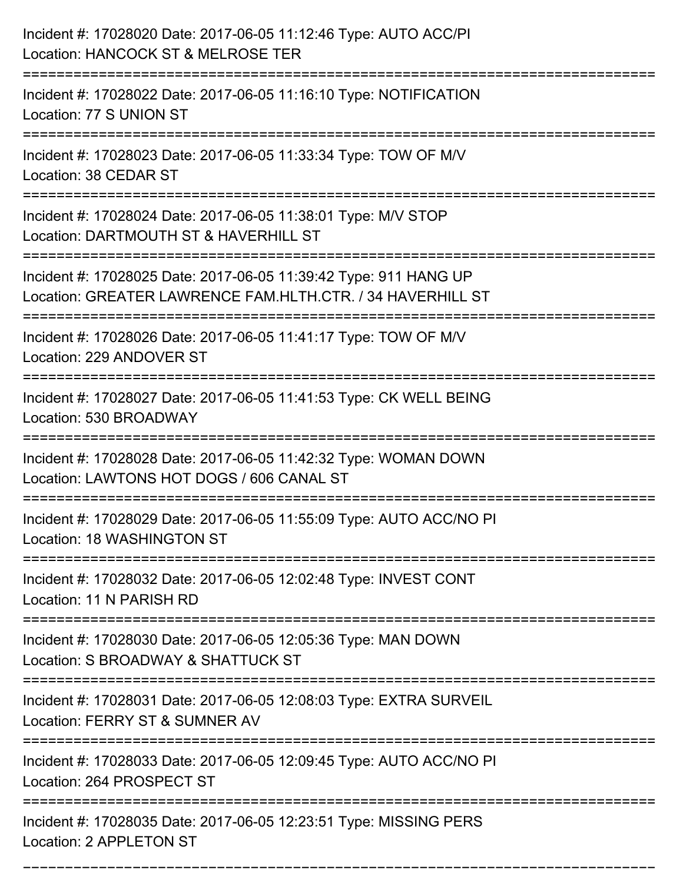Incident #: 17028020 Date: 2017-06-05 11:12:46 Type: AUTO ACC/PI
Location: HANCOCK ST & MELROSE TER

===========================================================================

Incident #: 17028022 Date: 2017-06-05 11:16:10 Type: NOTIFICATION
Location: 77 S UNION ST

===========================================================================

Incident #: 17028023 Date: 2017-06-05 11:33:34 Type: TOW OF M/V
Location: 38 CEDAR ST

===========================================================================

Incident #: 17028024 Date: 2017-06-05 11:38:01 Type: M/V STOP
Location: DARTMOUTH ST & HAVERHILL ST

===========================================================================

Incident #: 17028025 Date: 2017-06-05 11:39:42 Type: 911 HANG UP
Location: GREATER LAWRENCE FAM.HLTH.CTR. / 34 HAVERHILL ST

===========================================================================

Incident #: 17028026 Date: 2017-06-05 11:41:17 Type: TOW OF M/V
Location: 229 ANDOVER ST

===========================================================================

Incident #: 17028027 Date: 2017-06-05 11:41:53 Type: CK WELL BEING
Location: 530 BROADWAY

===========================================================================

Incident #: 17028028 Date: 2017-06-05 11:42:32 Type: WOMAN DOWN
Location: LAWTONS HOT DOGS / 606 CANAL ST

===========================================================================

Incident #: 17028029 Date: 2017-06-05 11:55:09 Type: AUTO ACC/NO PI
Location: 18 WASHINGTON ST

===========================================================================

Incident #: 17028032 Date: 2017-06-05 12:02:48 Type: INVEST CONT
Location: 11 N PARISH RD

===========================================================================

Incident #: 17028030 Date: 2017-06-05 12:05:36 Type: MAN DOWN
Location: S BROADWAY & SHATTUCK ST

===========================================================================

Incident #: 17028031 Date: 2017-06-05 12:08:03 Type: EXTRA SURVEIL
Location: FERRY ST & SUMNER AV

===========================================================================

Incident #: 17028033 Date: 2017-06-05 12:09:45 Type: AUTO ACC/NO PI
Location: 264 PROSPECT ST

===========================================================================

Incident #: 17028035 Date: 2017-06-05 12:23:51 Type: MISSING PERS
Location: 2 APPLETON ST

===========================================================================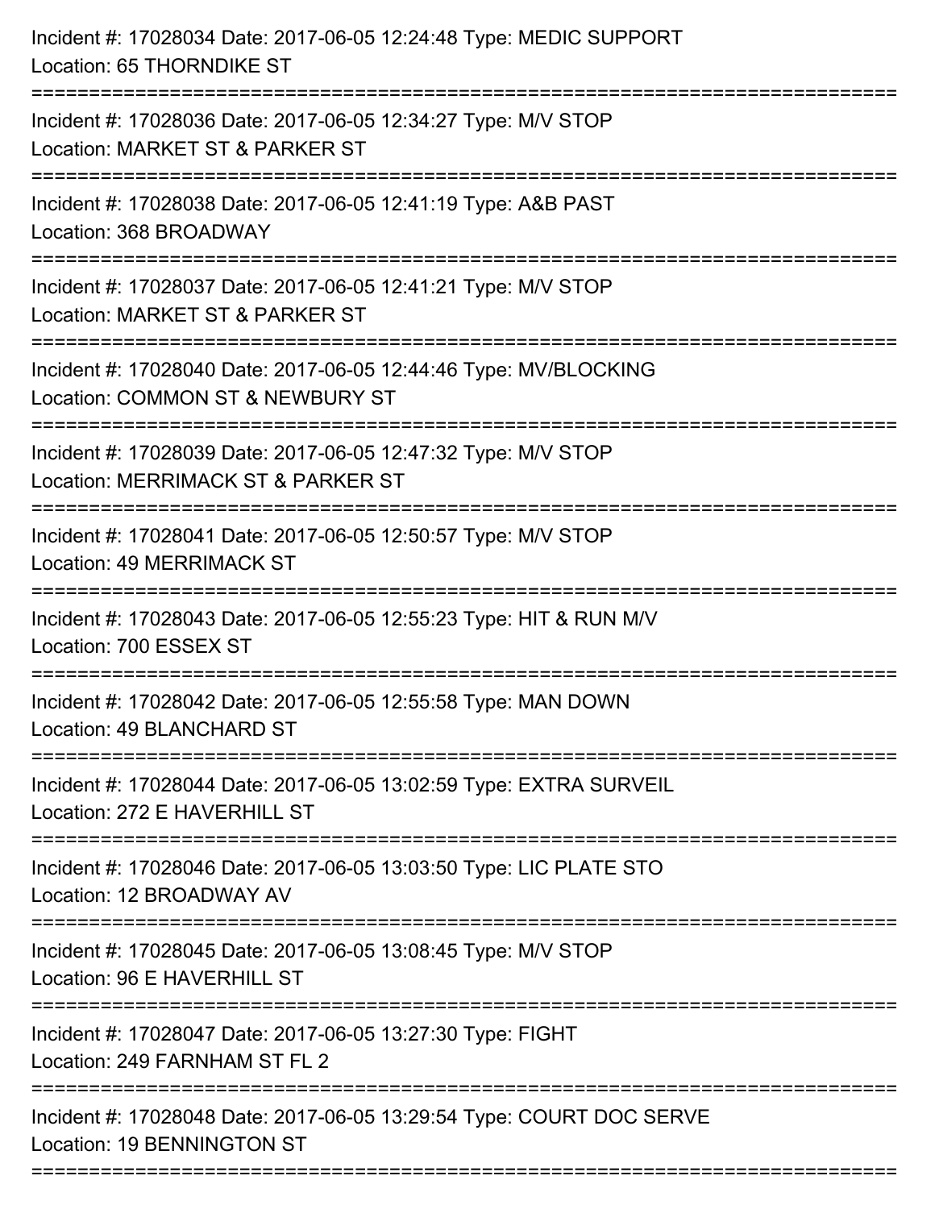Incident #: 17028034 Date: 2017-06-05 12:24:48 Type: MEDIC SUPPORT
Location: 65 THORNDIKE ST

===========================================================================

Incident #: 17028036 Date: 2017-06-05 12:34:27 Type: M/V STOP
Location: MARKET ST & PARKER ST

===========================================================================

Incident #: 17028038 Date: 2017-06-05 12:41:19 Type: A&B PAST
Location: 368 BROADWAY

===========================================================================

Incident #: 17028037 Date: 2017-06-05 12:41:21 Type: M/V STOP
Location: MARKET ST & PARKER ST

===========================================================================

Incident #: 17028040 Date: 2017-06-05 12:44:46 Type: MV/BLOCKING
Location: COMMON ST & NEWBURY ST

===========================================================================

Incident #: 17028039 Date: 2017-06-05 12:47:32 Type: M/V STOP
Location: MERRIMACK ST & PARKER ST

===========================================================================

Incident #: 17028041 Date: 2017-06-05 12:50:57 Type: M/V STOP
Location: 49 MERRIMACK ST

===========================================================================

Incident #: 17028043 Date: 2017-06-05 12:55:23 Type: HIT & RUN M/V
Location: 700 ESSEX ST

===========================================================================

Incident #: 17028042 Date: 2017-06-05 12:55:58 Type: MAN DOWN
Location: 49 BLANCHARD ST

===========================================================================

Incident #: 17028044 Date: 2017-06-05 13:02:59 Type: EXTRA SURVEIL
Location: 272 E HAVERHILL ST

===========================================================================

Incident #: 17028046 Date: 2017-06-05 13:03:50 Type: LIC PLATE STO
Location: 12 BROADWAY AV

===========================================================================

Incident #: 17028045 Date: 2017-06-05 13:08:45 Type: M/V STOP
Location: 96 E HAVERHILL ST

===========================================================================

Incident #: 17028047 Date: 2017-06-05 13:27:30 Type: FIGHT
Location: 249 FARNHAM ST FL 2

===========================================================================

Incident #: 17028048 Date: 2017-06-05 13:29:54 Type: COURT DOC SERVE
Location: 19 BENNINGTON ST

===========================================================================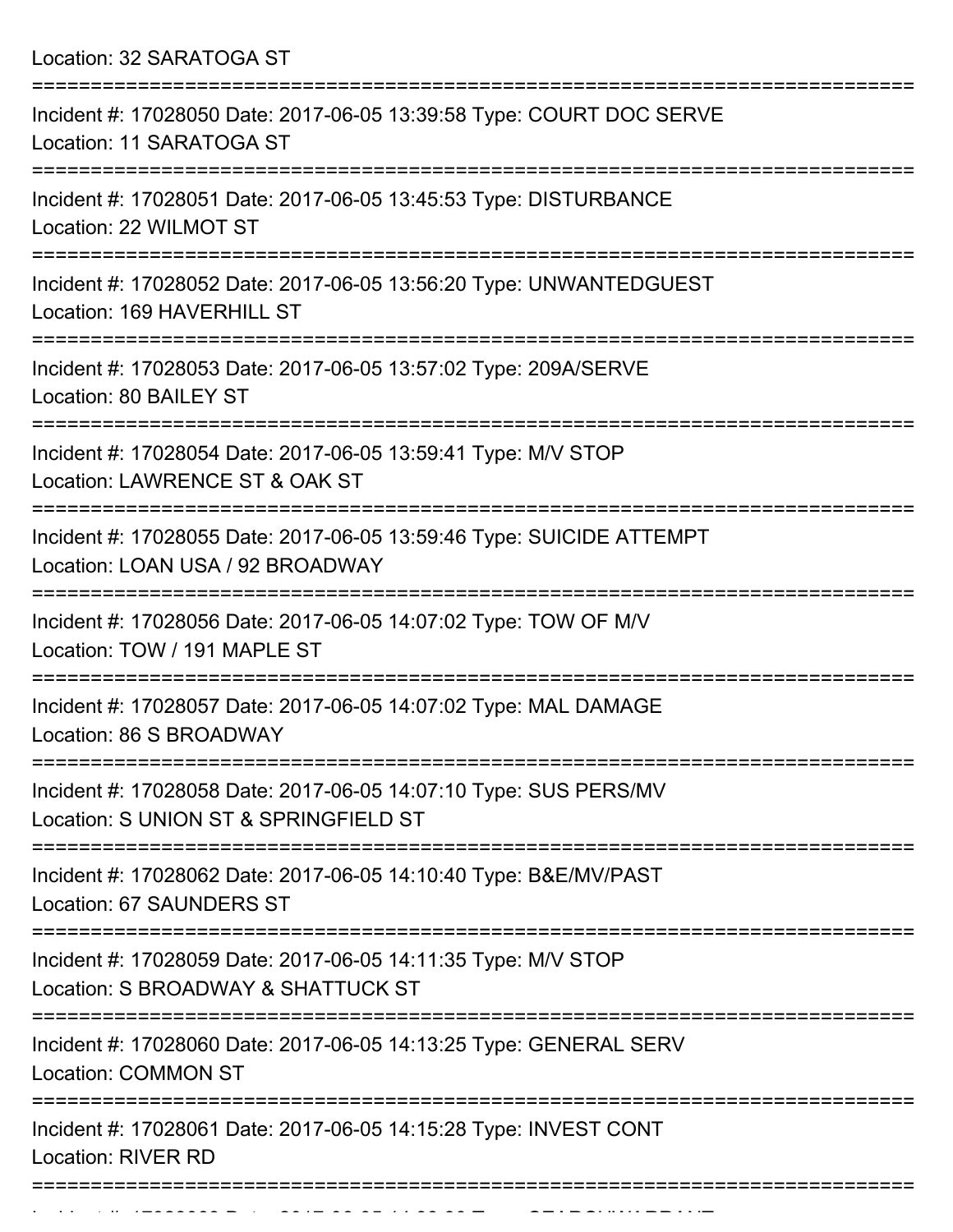Location: 32 SARATOGA ST

===========================================================================

Incident #: 17028050 Date: 2017-06-05 13:39:58 Type: COURT DOC SERVE
Location: 11 SARATOGA ST

===========================================================================

Incident #: 17028051 Date: 2017-06-05 13:45:53 Type: DISTURBANCE
Location: 22 WILMOT ST

===========================================================================

Incident #: 17028052 Date: 2017-06-05 13:56:20 Type: UNWANTEDGUEST
Location: 169 HAVERHILL ST

===========================================================================

Incident #: 17028053 Date: 2017-06-05 13:57:02 Type: 209A/SERVE
Location: 80 BAILEY ST

===========================================================================

Incident #: 17028054 Date: 2017-06-05 13:59:41 Type: M/V STOP
Location: LAWRENCE ST & OAK ST

===========================================================================

Incident #: 17028055 Date: 2017-06-05 13:59:46 Type: SUICIDE ATTEMPT
Location: LOAN USA / 92 BROADWAY

===========================================================================

Incident #: 17028056 Date: 2017-06-05 14:07:02 Type: TOW OF M/V
Location: TOW / 191 MAPLE ST

===========================================================================

Incident #: 17028057 Date: 2017-06-05 14:07:02 Type: MAL DAMAGE
Location: 86 S BROADWAY

===========================================================================

Incident #: 17028058 Date: 2017-06-05 14:07:10 Type: SUS PERS/MV
Location: S UNION ST & SPRINGFIELD ST

===========================================================================

Incident #: 17028062 Date: 2017-06-05 14:10:40 Type: B&E/MV/PAST
Location: 67 SAUNDERS ST

===========================================================================

Incident #: 17028059 Date: 2017-06-05 14:11:35 Type: M/V STOP
Location: S BROADWAY & SHATTUCK ST

===========================================================================

Incident #: 17028060 Date: 2017-06-05 14:13:25 Type: GENERAL SERV
Location: COMMON ST

===========================================================================

Incident #: 17028061 Date: 2017-06-05 14:15:28 Type: INVEST CONT
Location: RIVER RD

===========================================================================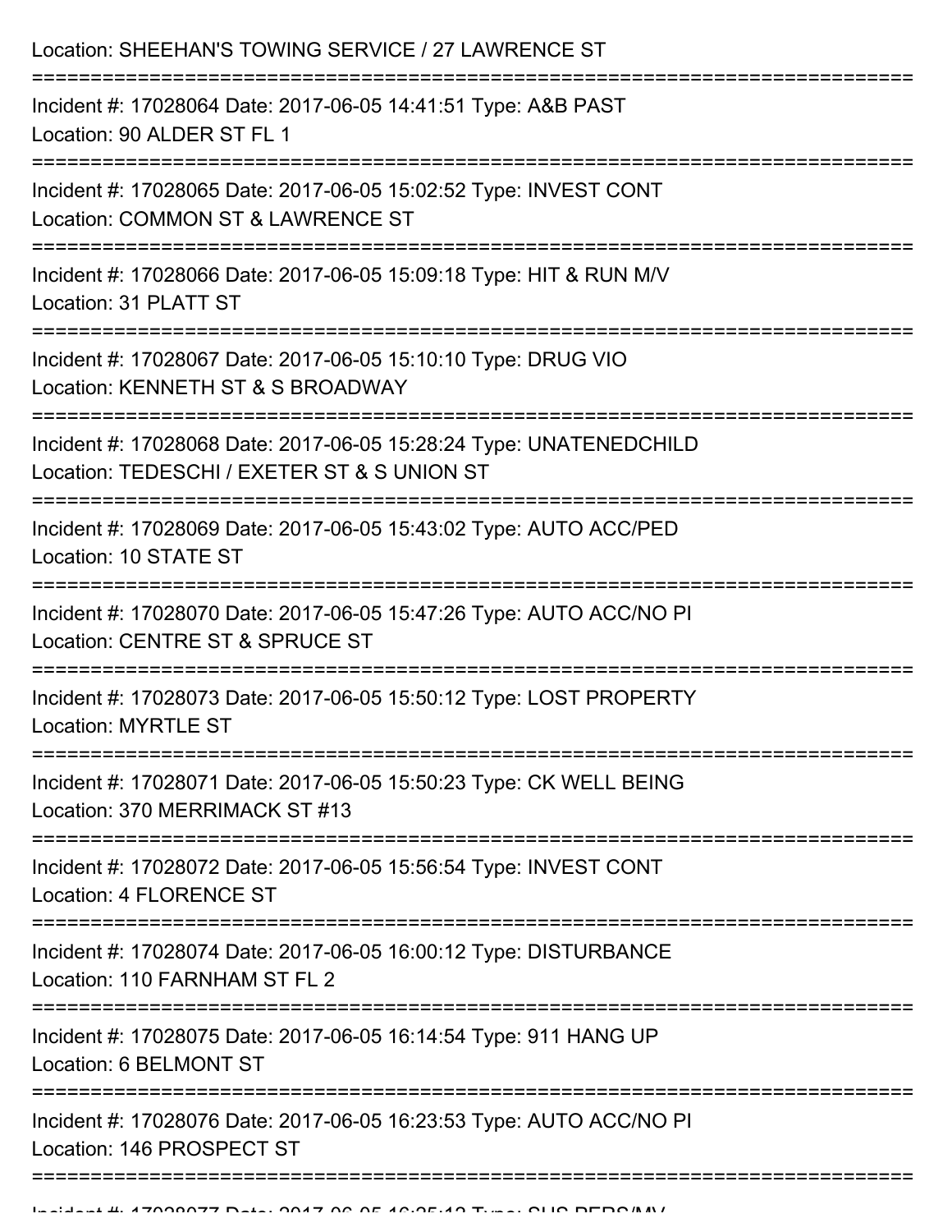Location: SHEEHAN'S TOWING SERVICE / 27 LAWRENCE ST

===========================================================================

Incident #: 17028064 Date: 2017-06-05 14:41:51 Type: A&B PAST
Location: 90 ALDER ST FL 1

===========================================================================

Incident #: 17028065 Date: 2017-06-05 15:02:52 Type: INVEST CONT
Location: COMMON ST & LAWRENCE ST

===========================================================================

Incident #: 17028066 Date: 2017-06-05 15:09:18 Type: HIT & RUN M/V
Location: 31 PLATT ST

===========================================================================

Incident #: 17028067 Date: 2017-06-05 15:10:10 Type: DRUG VIO
Location: KENNETH ST & S BROADWAY

===========================================================================

Incident #: 17028068 Date: 2017-06-05 15:28:24 Type: UNATENEDCHILD
Location: TEDESCHI / EXETER ST & S UNION ST

===========================================================================

Incident #: 17028069 Date: 2017-06-05 15:43:02 Type: AUTO ACC/PED
Location: 10 STATE ST

===========================================================================

Incident #: 17028070 Date: 2017-06-05 15:47:26 Type: AUTO ACC/NO PI
Location: CENTRE ST & SPRUCE ST

===========================================================================

Incident #: 17028073 Date: 2017-06-05 15:50:12 Type: LOST PROPERTY
Location: MYRTLE ST

===========================================================================

Incident #: 17028071 Date: 2017-06-05 15:50:23 Type: CK WELL BEING
Location: 370 MERRIMACK ST #13

===========================================================================

Incident #: 17028072 Date: 2017-06-05 15:56:54 Type: INVEST CONT
Location: 4 FLORENCE ST

===========================================================================

Incident #: 17028074 Date: 2017-06-05 16:00:12 Type: DISTURBANCE
Location: 110 FARNHAM ST FL 2

===========================================================================

Incident #: 17028075 Date: 2017-06-05 16:14:54 Type: 911 HANG UP
Location: 6 BELMONT ST

===========================================================================

Incident #: 17028076 Date: 2017-06-05 16:23:53 Type: AUTO ACC/NO PI
Location: 146 PROSPECT ST

===========================================================================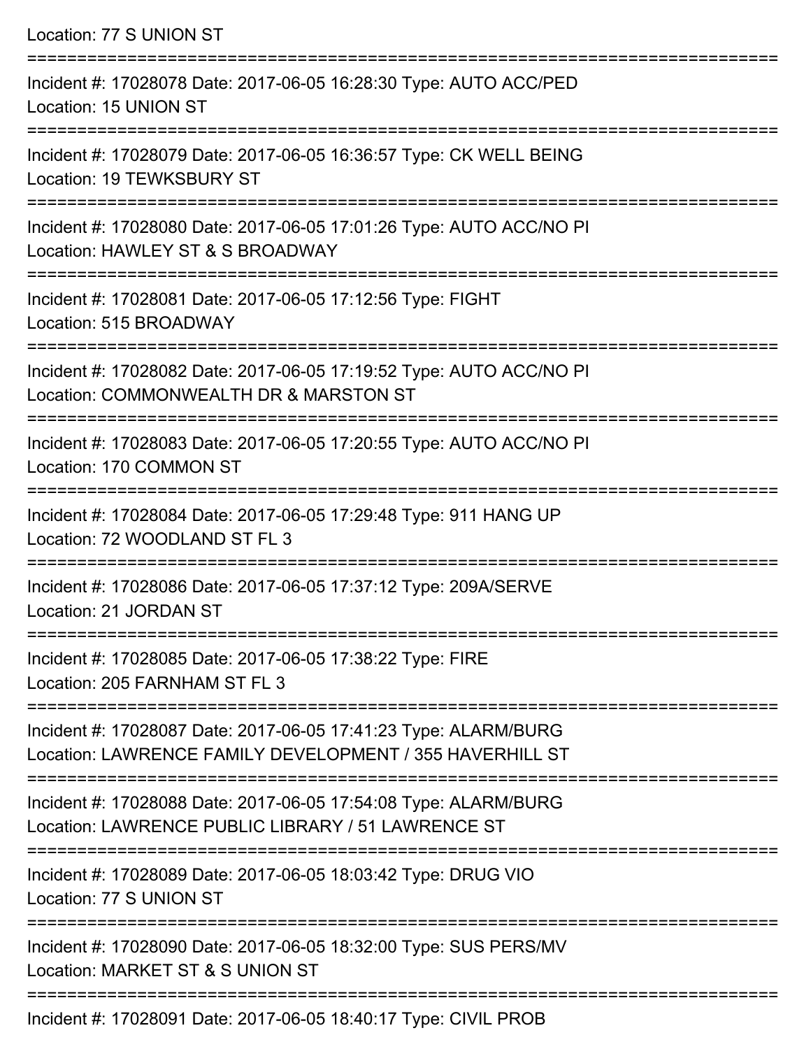Location: 77 S UNION ST

===========================================================================

Incident #: 17028078 Date: 2017-06-05 16:28:30 Type: AUTO ACC/PED
Location: 15 UNION ST

===========================================================================

Incident #: 17028079 Date: 2017-06-05 16:36:57 Type: CK WELL BEING
Location: 19 TEWKSBURY ST

===========================================================================

Incident #: 17028080 Date: 2017-06-05 17:01:26 Type: AUTO ACC/NO PI
Location: HAWLEY ST & S BROADWAY

===========================================================================

Incident #: 17028081 Date: 2017-06-05 17:12:56 Type: FIGHT
Location: 515 BROADWAY

===========================================================================

Incident #: 17028082 Date: 2017-06-05 17:19:52 Type: AUTO ACC/NO PI
Location: COMMONWEALTH DR & MARSTON ST

===========================================================================

Incident #: 17028083 Date: 2017-06-05 17:20:55 Type: AUTO ACC/NO PI
Location: 170 COMMON ST

===========================================================================

Incident #: 17028084 Date: 2017-06-05 17:29:48 Type: 911 HANG UP
Location: 72 WOODLAND ST FL 3

===========================================================================

Incident #: 17028086 Date: 2017-06-05 17:37:12 Type: 209A/SERVE
Location: 21 JORDAN ST

===========================================================================

Incident #: 17028085 Date: 2017-06-05 17:38:22 Type: FIRE
Location: 205 FARNHAM ST FL 3

===========================================================================

Incident #: 17028087 Date: 2017-06-05 17:41:23 Type: ALARM/BURG
Location: LAWRENCE FAMILY DEVELOPMENT / 355 HAVERHILL ST

===========================================================================

Incident #: 17028088 Date: 2017-06-05 17:54:08 Type: ALARM/BURG
Location: LAWRENCE PUBLIC LIBRARY / 51 LAWRENCE ST

===========================================================================

Incident #: 17028089 Date: 2017-06-05 18:03:42 Type: DRUG VIO
Location: 77 S UNION ST

===========================================================================

Incident #: 17028090 Date: 2017-06-05 18:32:00 Type: SUS PERS/MV
Location: MARKET ST & S UNION ST

===========================================================================

Incident #: 17028091 Date: 2017-06-05 18:40:17 Type: CIVIL PROB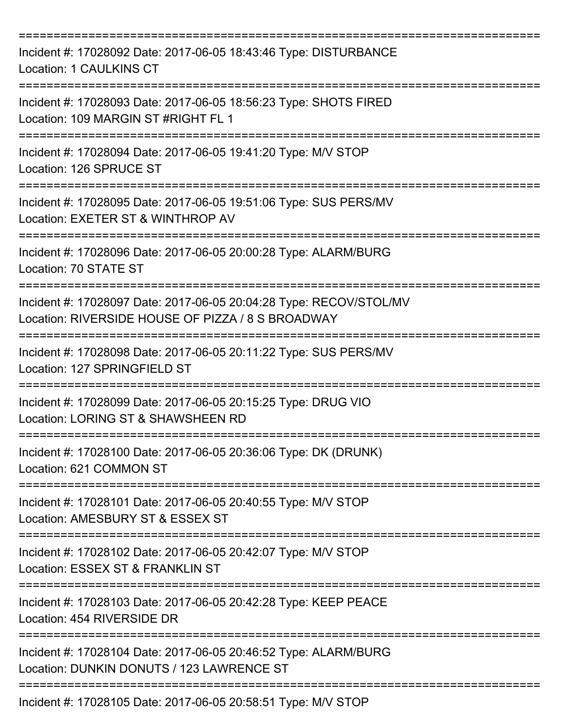===========================================================================

Incident #: 17028092 Date: 2017-06-05 18:43:46 Type: DISTURBANCE
Location: 1 CAULKINS CT

===========================================================================

Incident #: 17028093 Date: 2017-06-05 18:56:23 Type: SHOTS FIRED
Location: 109 MARGIN ST #RIGHT FL 1

===========================================================================

Incident #: 17028094 Date: 2017-06-05 19:41:20 Type: M/V STOP
Location: 126 SPRUCE ST

===========================================================================

Incident #: 17028095 Date: 2017-06-05 19:51:06 Type: SUS PERS/MV
Location: EXETER ST & WINTHROP AV

===========================================================================

Incident #: 17028096 Date: 2017-06-05 20:00:28 Type: ALARM/BURG
Location: 70 STATE ST

===========================================================================

Incident #: 17028097 Date: 2017-06-05 20:04:28 Type: RECOV/STOL/MV
Location: RIVERSIDE HOUSE OF PIZZA / 8 S BROADWAY

===========================================================================

Incident #: 17028098 Date: 2017-06-05 20:11:22 Type: SUS PERS/MV
Location: 127 SPRINGFIELD ST

===========================================================================

Incident #: 17028099 Date: 2017-06-05 20:15:25 Type: DRUG VIO
Location: LORING ST & SHAWSHEEN RD

===========================================================================

Incident #: 17028100 Date: 2017-06-05 20:36:06 Type: DK (DRUNK)
Location: 621 COMMON ST

===========================================================================

Incident #: 17028101 Date: 2017-06-05 20:40:55 Type: M/V STOP
Location: AMESBURY ST & ESSEX ST

===========================================================================

Incident #: 17028102 Date: 2017-06-05 20:42:07 Type: M/V STOP
Location: ESSEX ST & FRANKLIN ST

===========================================================================

Incident #: 17028103 Date: 2017-06-05 20:42:28 Type: KEEP PEACE
Location: 454 RIVERSIDE DR

===========================================================================

Incident #: 17028104 Date: 2017-06-05 20:46:52 Type: ALARM/BURG
Location: DUNKIN DONUTS / 123 LAWRENCE ST

===========================================================================

Incident #: 17028105 Date: 2017-06-05 20:58:51 Type: M/V STOP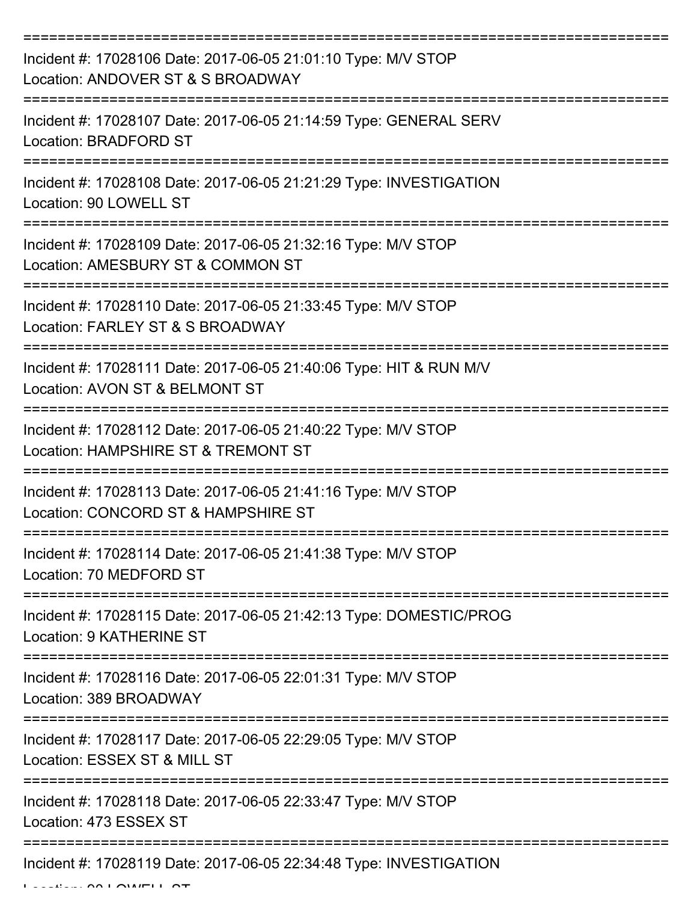===========================================================================

Incident #: 17028106 Date: 2017-06-05 21:01:10 Type: M/V STOP

Location: ANDOVER ST & S BROADWAY

===========================================================================

Incident #: 17028107 Date: 2017-06-05 21:14:59 Type: GENERAL SERV

Location: BRADFORD ST

===========================================================================

Incident #: 17028108 Date: 2017-06-05 21:21:29 Type: INVESTIGATION

Location: 90 LOWELL ST

===========================================================================

Incident #: 17028109 Date: 2017-06-05 21:32:16 Type: M/V STOP

Location: AMESBURY ST & COMMON ST

===========================================================================

Incident #: 17028110 Date: 2017-06-05 21:33:45 Type: M/V STOP

Location: FARLEY ST & S BROADWAY

===========================================================================

Incident #: 17028111 Date: 2017-06-05 21:40:06 Type: HIT & RUN M/V

Location: AVON ST & BELMONT ST

===========================================================================

Incident #: 17028112 Date: 2017-06-05 21:40:22 Type: M/V STOP

Location: HAMPSHIRE ST & TREMONT ST

===========================================================================

Incident #: 17028113 Date: 2017-06-05 21:41:16 Type: M/V STOP

Location: CONCORD ST & HAMPSHIRE ST

===========================================================================

Incident #: 17028114 Date: 2017-06-05 21:41:38 Type: M/V STOP

Location: 70 MEDFORD ST

===========================================================================

Incident #: 17028115 Date: 2017-06-05 21:42:13 Type: DOMESTIC/PROG

Location: 9 KATHERINE ST

===========================================================================

Incident #: 17028116 Date: 2017-06-05 22:01:31 Type: M/V STOP

Location: 389 BROADWAY

===========================================================================

Incident #: 17028117 Date: 2017-06-05 22:29:05 Type: M/V STOP

Location: ESSEX ST & MILL ST

===========================================================================

Incident #: 17028118 Date: 2017-06-05 22:33:47 Type: M/V STOP

Location: 473 ESSEX ST

===========================================================================

Incident #: 17028119 Date: 2017-06-05 22:34:48 Type: INVESTIGATION

Location: 90 LOWELL ST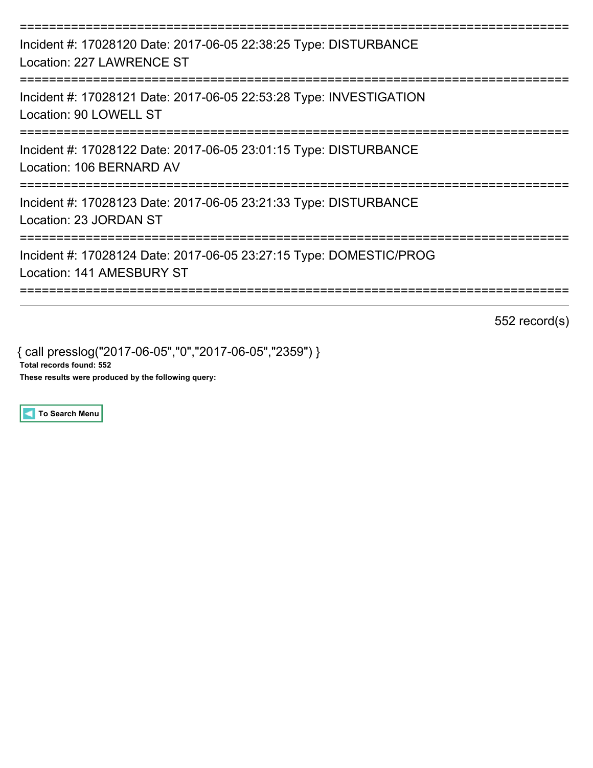===========================================================================

Incident #: 17028120 Date: 2017-06-05 22:38:25 Type: DISTURBANCE

Location: 227 LAWRENCE ST

===========================================================================

Incident #: 17028121 Date: 2017-06-05 22:53:28 Type: INVESTIGATION

Location: 90 LOWELL ST

===========================================================================

Incident #: 17028122 Date: 2017-06-05 23:01:15 Type: DISTURBANCE

Location: 106 BERNARD AV

===========================================================================

Incident #: 17028123 Date: 2017-06-05 23:21:33 Type: DISTURBANCE

Location: 23 JORDAN ST

===========================================================================

Incident #: 17028124 Date: 2017-06-05 23:27:15 Type: DOMESTIC/PROG

Location: 141 AMESBURY ST

===========================================================================

552 record(s)

{ call presslog("2017-06-05","0","2017-06-05","2359") }

**Total records found: 552**

**These results were produced by the following query:**

To Search Menu